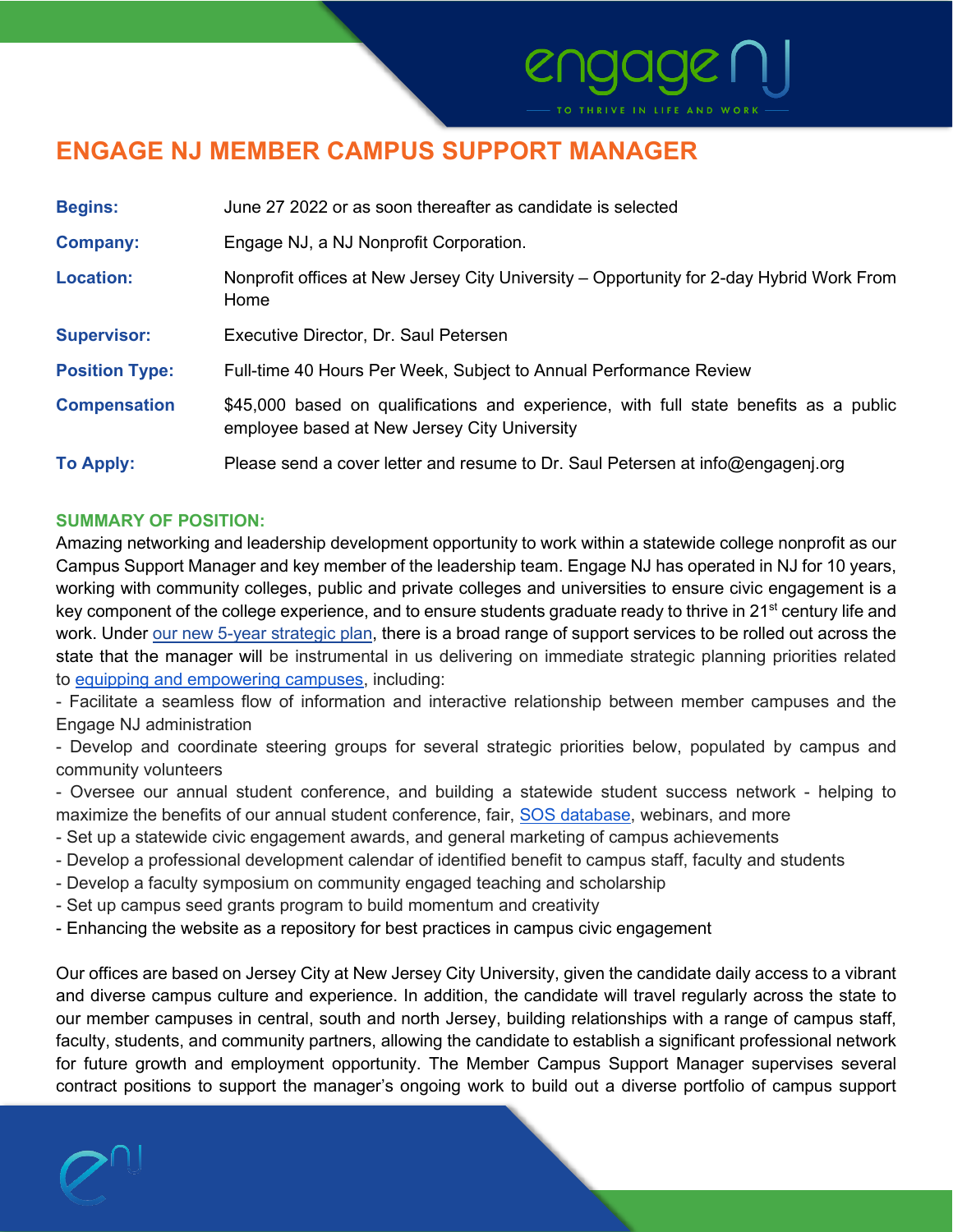# ENGAGE NJ MEMBER CAMPUS SUPPORT MANAGER

| | |
|---|---|
| **Begins:** | June 27 2022 or as soon thereafter as candidate is selected |
| **Company:** | Engage NJ, a NJ Nonprofit Corporation. |
| **Location:** | Nonprofit offices at New Jersey City University – Opportunity for 2-day Hybrid Work From Home |
| **Supervisor:** | Executive Director, Dr. Saul Petersen |
| **Position Type:** | Full-time 40 Hours Per Week, Subject to Annual Performance Review |
| **Compensation** | $45,000 based on qualifications and experience, with full state benefits as a public employee based at New Jersey City University |
| **To Apply:** | Please send a cover letter and resume to Dr. Saul Petersen at info@engagenj.org |

## SUMMARY OF POSITION:

Amazing networking and leadership development opportunity to work within a statewide college nonprofit as our Campus Support Manager and key member of the leadership team. Engage NJ has operated in NJ for 10 years, working with community colleges, public and private colleges and universities to ensure civic engagement is a key component of the college experience, and to ensure students graduate ready to thrive in 21st century life and work. Under our new 5-year strategic plan, there is a broad range of support services to be rolled out across the state that the manager will be instrumental in us delivering on immediate strategic planning priorities related to equipping and empowering campuses, including:

- Facilitate a seamless flow of information and interactive relationship between member campuses and the Engage NJ administration
- Develop and coordinate steering groups for several strategic priorities below, populated by campus and community volunteers
- Oversee our annual student conference, and building a statewide student success network - helping to maximize the benefits of our annual student conference, fair, SOS database, webinars, and more
- Set up a statewide civic engagement awards, and general marketing of campus achievements
- Develop a professional development calendar of identified benefit to campus staff, faculty and students
- Develop a faculty symposium on community engaged teaching and scholarship
- Set up campus seed grants program to build momentum and creativity
- Enhancing the website as a repository for best practices in campus civic engagement

Our offices are based on Jersey City at New Jersey City University, given the candidate daily access to a vibrant and diverse campus culture and experience. In addition, the candidate will travel regularly across the state to our member campuses in central, south and north Jersey, building relationships with a range of campus staff, faculty, students, and community partners, allowing the candidate to establish a significant professional network for future growth and employment opportunity. The Member Campus Support Manager supervises several contract positions to support the manager's ongoing work to build out a diverse portfolio of campus support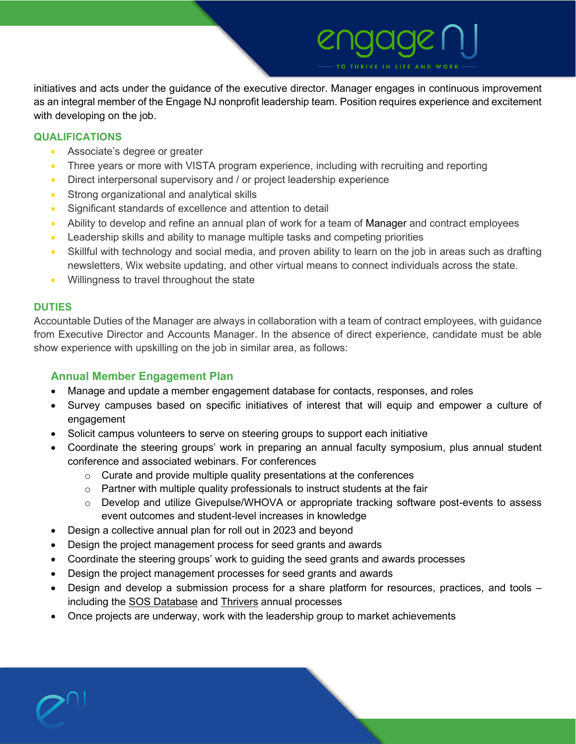initiatives and acts under the guidance of the executive director. Manager engages in continuous improvement as an integral member of the Engage NJ nonprofit leadership team. Position requires experience and excitement with developing on the job.

## QUALIFICATIONS

- Associate's degree or greater
- Three years or more with VISTA program experience, including with recruiting and reporting
- Direct interpersonal supervisory and / or project leadership experience
- Strong organizational and analytical skills
- Significant standards of excellence and attention to detail
- Ability to develop and refine an annual plan of work for a team of Manager and contract employees
- Leadership skills and ability to manage multiple tasks and competing priorities
- Skillful with technology and social media, and proven ability to learn on the job in areas such as drafting newsletters, Wix website updating, and other virtual means to connect individuals across the state.
- Willingness to travel throughout the state

## DUTIES

Accountable Duties of the Manager are always in collaboration with a team of contract employees, with guidance from Executive Director and Accounts Manager. In the absence of direct experience, candidate must be able show experience with upskilling on the job in similar area, as follows:

### Annual Member Engagement Plan

- Manage and update a member engagement database for contacts, responses, and roles
- Survey campuses based on specific initiatives of interest that will equip and empower a culture of engagement
- Solicit campus volunteers to serve on steering groups to support each initiative
- Coordinate the steering groups' work in preparing an annual faculty symposium, plus annual student conference and associated webinars. For conferences
    - Curate and provide multiple quality presentations at the conferences
    - Partner with multiple quality professionals to instruct students at the fair
    - Develop and utilize Givepulse/WHOVA or appropriate tracking software post-events to assess event outcomes and student-level increases in knowledge
- Design a collective annual plan for roll out in 2023 and beyond
- Design the project management process for seed grants and awards
- Coordinate the steering groups' work to guiding the seed grants and awards processes
- Design the project management processes for seed grants and awards
- Design and develop a submission process for a share platform for resources, practices, and tools – including the SOS Database and Thrivers annual processes
- Once projects are underway, work with the leadership group to market achievements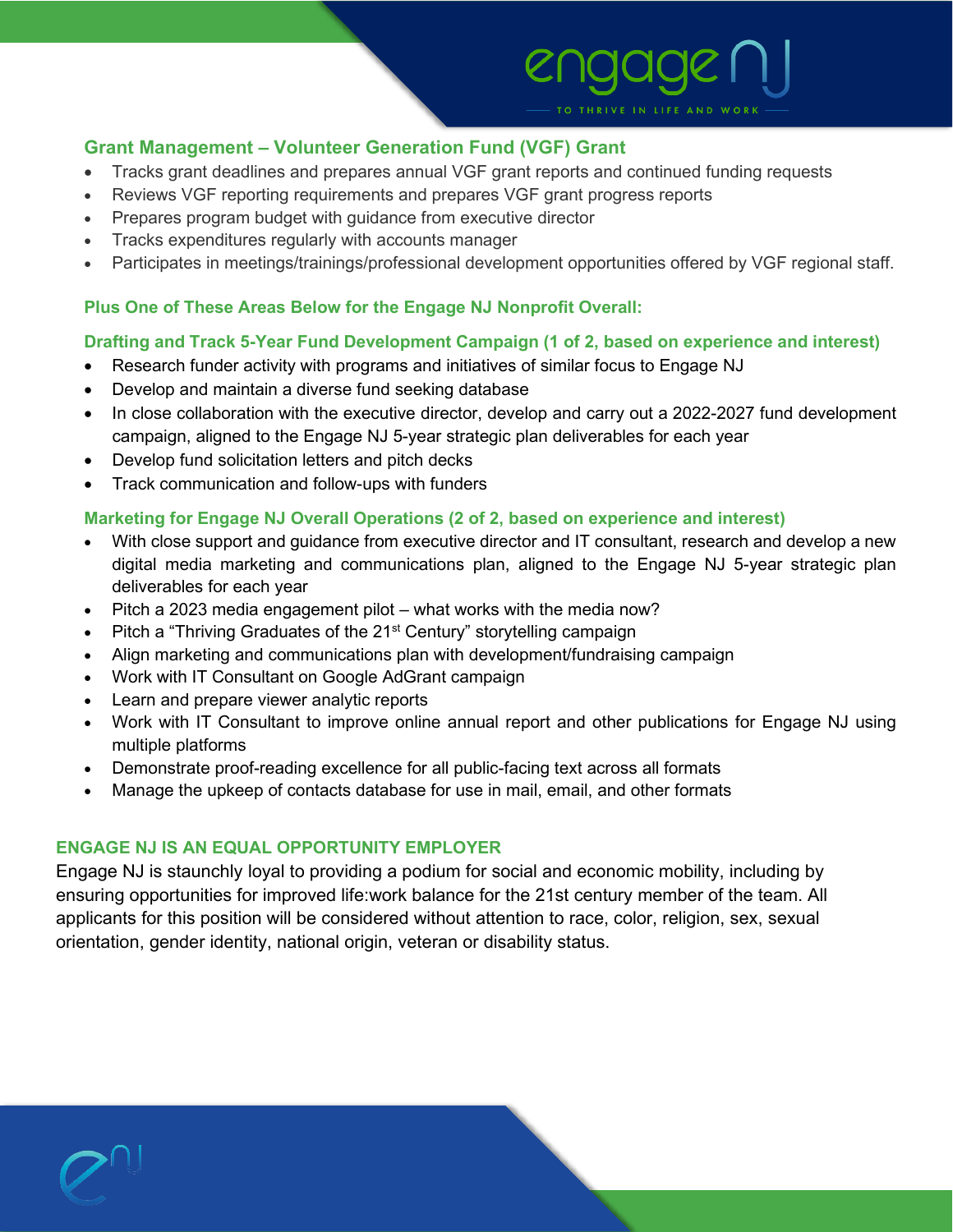## Grant Management – Volunteer Generation Fund (VGF) Grant

- Tracks grant deadlines and prepares annual VGF grant reports and continued funding requests
- Reviews VGF reporting requirements and prepares VGF grant progress reports
- Prepares program budget with guidance from executive director
- Tracks expenditures regularly with accounts manager
- Participates in meetings/trainings/professional development opportunities offered by VGF regional staff.

## Plus One of These Areas Below for the Engage NJ Nonprofit Overall:

### Drafting and Track 5-Year Fund Development Campaign (1 of 2, based on experience and interest)

- Research funder activity with programs and initiatives of similar focus to Engage NJ
- Develop and maintain a diverse fund seeking database
- In close collaboration with the executive director, develop and carry out a 2022-2027 fund development campaign, aligned to the Engage NJ 5-year strategic plan deliverables for each year
- Develop fund solicitation letters and pitch decks
- Track communication and follow-ups with funders

### Marketing for Engage NJ Overall Operations (2 of 2, based on experience and interest)

- With close support and guidance from executive director and IT consultant, research and develop a new digital media marketing and communications plan, aligned to the Engage NJ 5-year strategic plan deliverables for each year
- Pitch a 2023 media engagement pilot – what works with the media now?
- Pitch a "Thriving Graduates of the 21st Century" storytelling campaign
- Align marketing and communications plan with development/fundraising campaign
- Work with IT Consultant on Google AdGrant campaign
- Learn and prepare viewer analytic reports
- Work with IT Consultant to improve online annual report and other publications for Engage NJ using multiple platforms
- Demonstrate proof-reading excellence for all public-facing text across all formats
- Manage the upkeep of contacts database for use in mail, email, and other formats

## ENGAGE NJ IS AN EQUAL OPPORTUNITY EMPLOYER

Engage NJ is staunchly loyal to providing a podium for social and economic mobility, including by ensuring opportunities for improved life:work balance for the 21st century member of the team. All applicants for this position will be considered without attention to race, color, religion, sex, sexual orientation, gender identity, national origin, veteran or disability status.